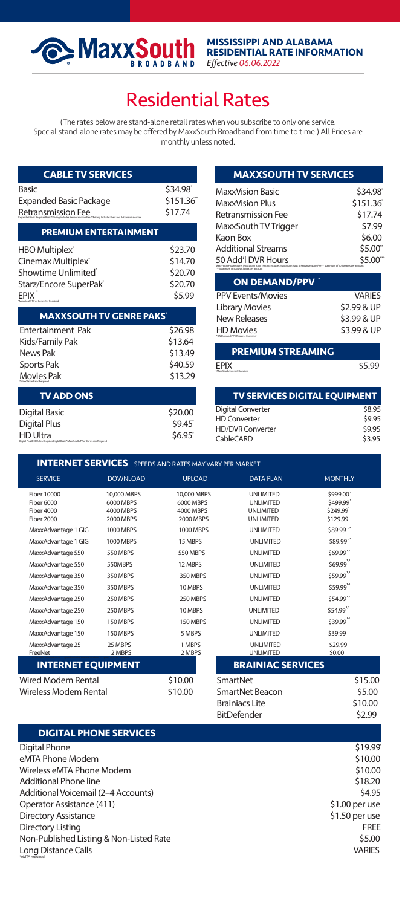**MaxxSouth BROADBAND**

**MISSISSIPPI AND ALABAMA RESIDENTIAL RATE INFORMATION**
*Effective 06.06.2022*

# Residential Rates

(The rates below are stand-alone retail rates when you subscribe to only one service. Special stand-alone rates may be offered by MaxxSouth Broadband from time to time.) All Prices are monthly unless noted.

| CABLE TV SERVICES | |
|---|---|
| Basic | $34.98* |
| Expanded Basic Package | $151.36** |
| Retransmission Fee | $17.74 |

Expanded Basic Requires Basic *Pricing Includes Retransmission Fee **Pricing Includes Basic and Retransmission Fee

| PREMIUM ENTERTAINMENT | |
|---|---|
| HBO Multiplex* | $23.70 |
| Cinemax Multiplex* | $14.70 |
| Showtime Unlimited* | $20.70 |
| Starz/Encore SuperPak* | $20.70 |
| EPIX* | $5.99 |

*MaxxSouth TV or Converter Required

| MAXXSOUTH TV GENRE PAKS* | |
|---|---|
| Entertainment Pak | $26.98 |
| Kids/Family Pak | $13.64 |
| News Pak | $13.49 |
| Sports Pak | $40.59 |
| Movies Pak | $13.29 |

*MaxxVision Basic Required

| TV ADD ONS | |
|---|---|
| Digital Basic | $20.00 |
| Digital Plus | $9.45* |
| HD Ultra | $6.95* |

Digital Plus & HD Ultra Requires Digital Basic *MaxxSouth TV or Converter Required

| MAXXSOUTH TV SERVICES | |
|---|---|
| MaxxVision Basic | $34.98* |
| MaxxVision Plus | $151.36* |
| Retransmission Fee | $17.74 |
| MaxxSouth TV Trigger | $7.99 |
| Kaon Box | $6.00 |
| Additional Streams | $5.00** |
| 50 Add'l DVR Hours | $5.00*** |

MaxxVision Plus Requires MaxxVision Basic *Pricing Includes MaxxVision Basic & Retransmission Fee ** Maximum of 10 Streams per account *** Maximum of 100 DVR hours per account

| ON DEMAND/PPV* | |
|---|---|
| PPV Events/Movies | VARIES |
| Library Movies | $2.99 & UP |
| New Releases | $3.99 & UP |
| HD Movies | $3.99 & UP |

*On Demand/PPV Requires Converter

| PREMIUM STREAMING | |
|---|---|
| EPIX* | $5.99 |

*MaxxSouth Internet Required

| TV SERVICES DIGITAL EQUIPMENT | |
|---|---|
| Digital Converter | $8.95 |
| HD Converter | $9.95 |
| HD/DVR Converter | $9.95 |
| CableCARD | $3.95 |

**INTERNET SERVICES** – SPEEDS AND RATES MAY VARY PER MARKET

| SERVICE | DOWNLOAD | UPLOAD | DATA PLAN | MONTHLY |
|---|---|---|---|---|
| Fiber 10000 | 10,000 MBPS | 10,000 MBPS | UNLIMITED | $999.00[1] |
| Fiber 6000 | 6000 MBPS | 6000 MBPS | UNLIMITED | $499.99[1] |
| Fiber 4000 | 4000 MBPS | 4000 MBPS | UNLIMITED | $249.99[1] |
| Fiber 2000 | 2000 MBPS | 2000 MBPS | UNLIMITED | $129.99[1] |
| MaxxAdvantage 1 GIG | 1000 MBPS | 1000 MBPS | UNLIMITED | $89.99[1,3] |
| MaxxAdvantage 1 GIG | 1000 MBPS | 15 MBPS | UNLIMITED | $89.99[1,2] |
| MaxxAdvantage 550 | 550 MBPS | 550 MBPS | UNLIMITED | $69.99[1,3] |
| MaxxAdvantage 550 | 550MBPS | 12 MBPS | UNLIMITED | $69.99[1,2] |
| MaxxAdvantage 350 | 350 MBPS | 350 MBPS | UNLIMITED | $59.99[1,3] |
| MaxxAdvantage 350 | 350 MBPS | 10 MBPS | UNLIMITED | $59.99[1,2] |
| MaxxAdvantage 250 | 250 MBPS | 250 MBPS | UNLIMITED | $54.99[1,3] |
| MaxxAdvantage 250 | 250 MBPS | 10 MBPS | UNLIMITED | $54.99[1,2] |
| MaxxAdvantage 150 | 150 MBPS | 150 MBPS | UNLIMITED | $39.99[1,2] |
| MaxxAdvantage 150 | 150 MBPS | 5 MBPS | UNLIMITED | $39.99 |
| MaxxAdvantage 25 | 25 MBPS | 1 MBPS | UNLIMITED | $29.99 |
| FreeNet | 2 MBPS | 2 MBPS | UNLIMITED | $0.00 |

| INTERNET EQUIPMENT | |
|---|---|
| Wired Modem Rental | $10.00 |
| Wireless Modem Rental | $10.00 |

| BRAINIAC SERVICES | |
|---|---|
| SmartNet | $15.00 |
| SmartNet Beacon | $5.00 |
| Brainiacs Lite | $10.00 |
| BitDefender | $2.99 |

| DIGITAL PHONE SERVICES | |
|---|---|
| Digital Phone | $19.99* |
| eMTA Phone Modem | $10.00 |
| Wireless eMTA Phone Modem | $10.00 |
| Additional Phone line | $18.20 |
| Additional Voicemail (2–4 Accounts) | $4.95 |
| Operator Assistance (411) | $1.00 per use |
| Directory Assistance | $1.50 per use |
| Directory Listing | FREE |
| Non-Published Listing & Non-Listed Rate | $5.00 |
| Long Distance Calls | VARIES |

*eMTA required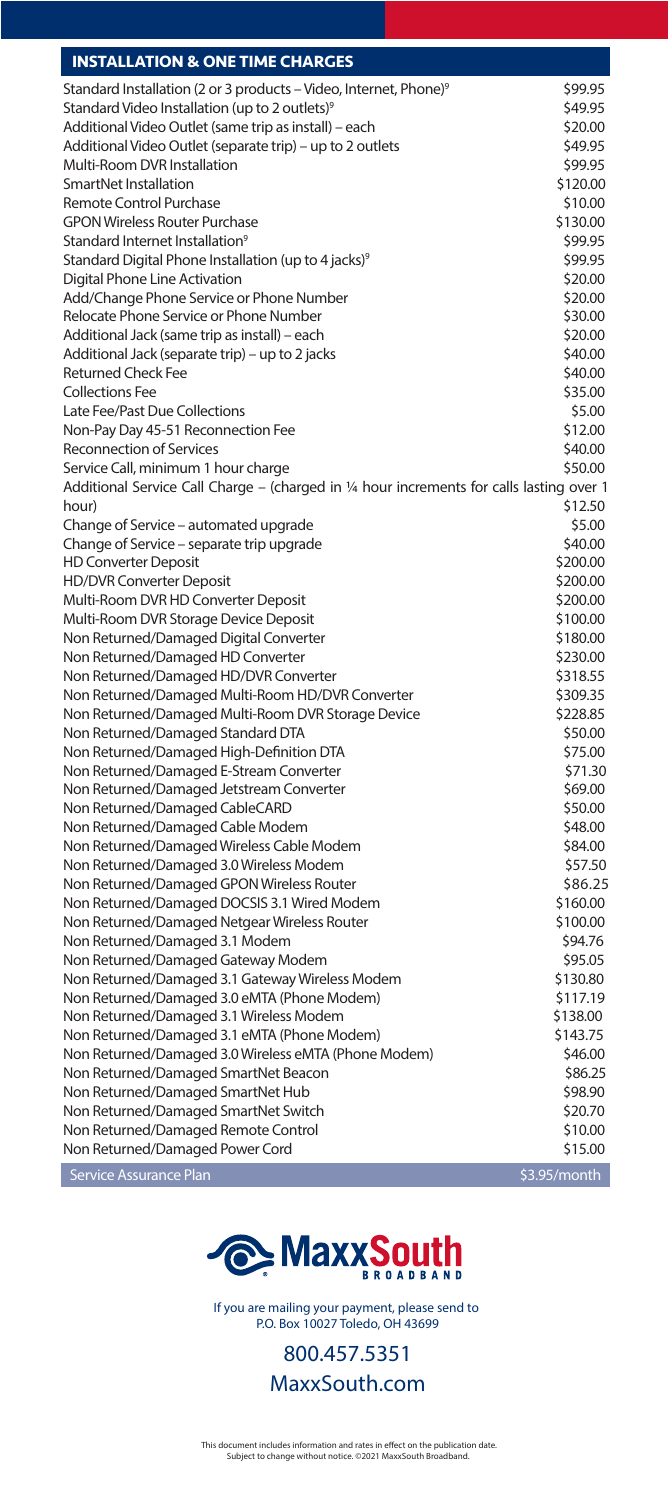## INSTALLATION & ONE TIME CHARGES

| | |
|---|---|
| Standard Installation (2 or 3 products – Video, Internet, Phone)[9] | \$99.95 |
| Standard Video Installation (up to 2 outlets)[9] | \$49.95 |
| Additional Video Outlet (same trip as install) – each | \$20.00 |
| Additional Video Outlet (separate trip) – up to 2 outlets | \$49.95 |
| Multi-Room DVR Installation | \$99.95 |
| SmartNet Installation | \$120.00 |
| Remote Control Purchase | \$10.00 |
| GPON Wireless Router Purchase | \$130.00 |
| Standard Internet Installation[9] | \$99.95 |
| Standard Digital Phone Installation (up to 4 jacks)[9] | \$99.95 |
| Digital Phone Line Activation | \$20.00 |
| Add/Change Phone Service or Phone Number | \$20.00 |
| Relocate Phone Service or Phone Number | \$30.00 |
| Additional Jack (same trip as install) – each | \$20.00 |
| Additional Jack (separate trip) – up to 2 jacks | \$40.00 |
| Returned Check Fee | \$40.00 |
| Collections Fee | \$35.00 |
| Late Fee/Past Due Collections | \$5.00 |
| Non-Pay Day 45-51 Reconnection Fee | \$12.00 |
| Reconnection of Services | \$40.00 |
| Service Call, minimum 1 hour charge | \$50.00 |
| Additional Service Call Charge – (charged in ¼ hour increments for calls lasting over 1 hour) | \$12.50 |
| Change of Service – automated upgrade | \$5.00 |
| Change of Service – separate trip upgrade | \$40.00 |
| HD Converter Deposit | \$200.00 |
| HD/DVR Converter Deposit | \$200.00 |
| Multi-Room DVR HD Converter Deposit | \$200.00 |
| Multi-Room DVR Storage Device Deposit | \$100.00 |
| Non Returned/Damaged Digital Converter | \$180.00 |
| Non Returned/Damaged HD Converter | \$230.00 |
| Non Returned/Damaged HD/DVR Converter | \$318.55 |
| Non Returned/Damaged Multi-Room HD/DVR Converter | \$309.35 |
| Non Returned/Damaged Multi-Room DVR Storage Device | \$228.85 |
| Non Returned/Damaged Standard DTA | \$50.00 |
| Non Returned/Damaged High-Definition DTA | \$75.00 |
| Non Returned/Damaged E-Stream Converter | \$71.30 |
| Non Returned/Damaged Jetstream Converter | \$69.00 |
| Non Returned/Damaged CableCARD | \$50.00 |
| Non Returned/Damaged Cable Modem | \$48.00 |
| Non Returned/Damaged Wireless Cable Modem | \$84.00 |
| Non Returned/Damaged 3.0 Wireless Modem | \$57.50 |
| Non Returned/Damaged GPON Wireless Router | \$86.25 |
| Non Returned/Damaged DOCSIS 3.1 Wired Modem | \$160.00 |
| Non Returned/Damaged Netgear Wireless Router | \$100.00 |
| Non Returned/Damaged 3.1 Modem | \$94.76 |
| Non Returned/Damaged Gateway Modem | \$95.05 |
| Non Returned/Damaged 3.1 Gateway Wireless Modem | \$130.80 |
| Non Returned/Damaged 3.0 eMTA (Phone Modem) | \$117.19 |
| Non Returned/Damaged 3.1 Wireless Modem | \$138.00 |
| Non Returned/Damaged 3.1 eMTA (Phone Modem) | \$143.75 |
| Non Returned/Damaged 3.0 Wireless eMTA (Phone Modem) | \$46.00 |
| Non Returned/Damaged SmartNet Beacon | \$86.25 |
| Non Returned/Damaged SmartNet Hub | \$98.90 |
| Non Returned/Damaged SmartNet Switch | \$20.70 |
| Non Returned/Damaged Remote Control | \$10.00 |
| Non Returned/Damaged Power Cord | \$15.00 |
| Service Assurance Plan | \$3.95/month |

MaxxSouth BROADBAND

If you are mailing your payment, please send to
P.O. Box 10027 Toledo, OH 43699

800.457.5351
MaxxSouth.com

This document includes information and rates in effect on the publication date.
Subject to change without notice. ©2021 MaxxSouth Broadband.